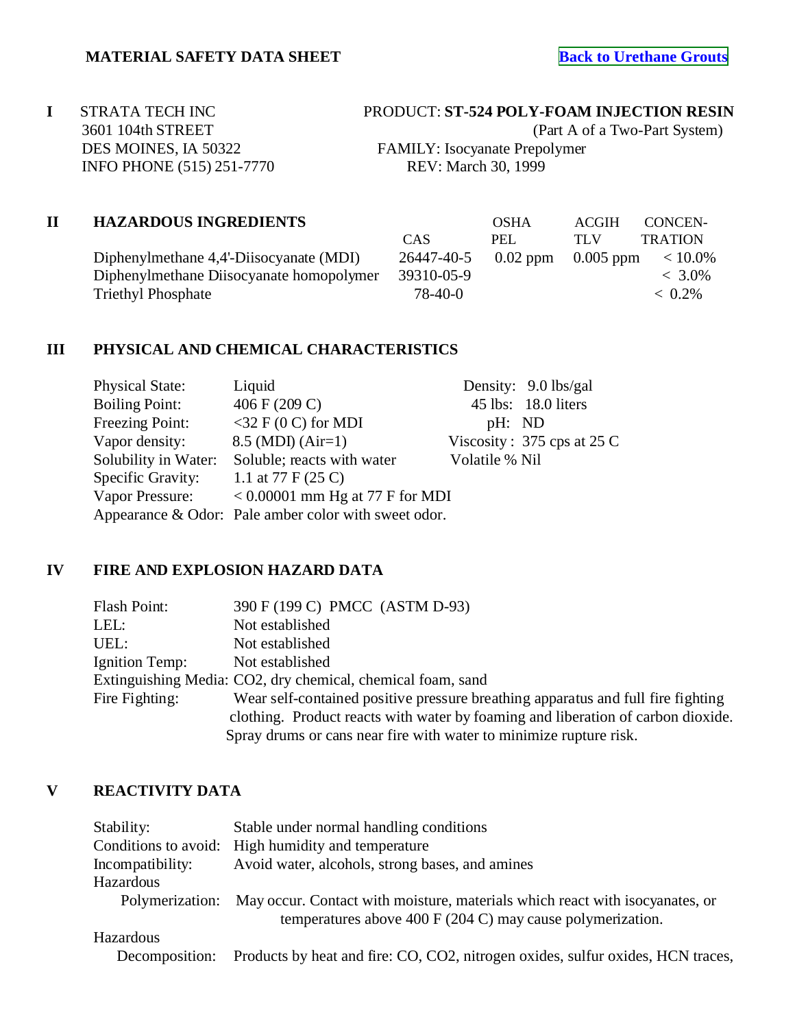# MATERIAL SAFETY DATA SHEET

Back to Urethane Grouts

**I**

STRATA TECH INC
3601 104th STREET
DES MOINES, IA 50322
INFO PHONE (515) 251-7770

PRODUCT: **ST-524 POLY-FOAM INJECTION RESIN**
(Part A of a Two-Part System)
FAMILY: Isocyanate Prepolymer
REV: March 30, 1999

## II HAZARDOUS INGREDIENTS

| | CAS | OSHA PEL | ACGIH TLV | CONCEN-TRATION |
|---|---|---|---|---|
| Diphenylmethane 4,4'-Diisocyanate (MDI) | 26447-40-5 | 0.02 ppm | 0.005 ppm | < 10.0% |
| Diphenylmethane Diisocyanate homopolymer | 39310-05-9 | | | < 3.0% |
| Triethyl Phosphate | 78-40-0 | | | < 0.2% |

## III PHYSICAL AND CHEMICAL CHARACTERISTICS

| | | | |
|---|---|---|---|
| Physical State: | Liquid | Density: | 9.0 lbs/gal |
| Boiling Point: | 406 F (209 C) | 45 lbs: | 18.0 liters |
| Freezing Point: | <32 F (0 C) for MDI | pH: | ND |
| Vapor density: | 8.5 (MDI) (Air=1) | Viscosity : | 375 cps at 25 C |
| Solubility in Water: | Soluble; reacts with water | Volatile % | Nil |
| Specific Gravity: | 1.1 at 77 F (25 C) | | |
| Vapor Pressure: | < 0.00001 mm Hg at 77 F for MDI | | |
| Appearance & Odor: | Pale amber color with sweet odor. | | |

## IV FIRE AND EXPLOSION HAZARD DATA

Flash Point: 390 F (199 C) PMCC (ASTM D-93)

LEL: Not established

UEL: Not established

Ignition Temp: Not established

Extinguishing Media: $CO_2$, dry chemical, chemical foam, sand

Fire Fighting: Wear self-contained positive pressure breathing apparatus and full fire fighting clothing. Product reacts with water by foaming and liberation of carbon dioxide. Spray drums or cans near fire with water to minimize rupture risk.

## V REACTIVITY DATA

Stability: Stable under normal handling conditions

Conditions to avoid: High humidity and temperature

Incompatibility: Avoid water, alcohols, strong bases, and amines

Hazardous Polymerization: May occur. Contact with moisture, materials which react with isocyanates, or temperatures above 400 F (204 C) may cause polymerization.

Hazardous Decomposition: Products by heat and fire: CO, $CO_2$, nitrogen oxides, sulfur oxides, HCN traces,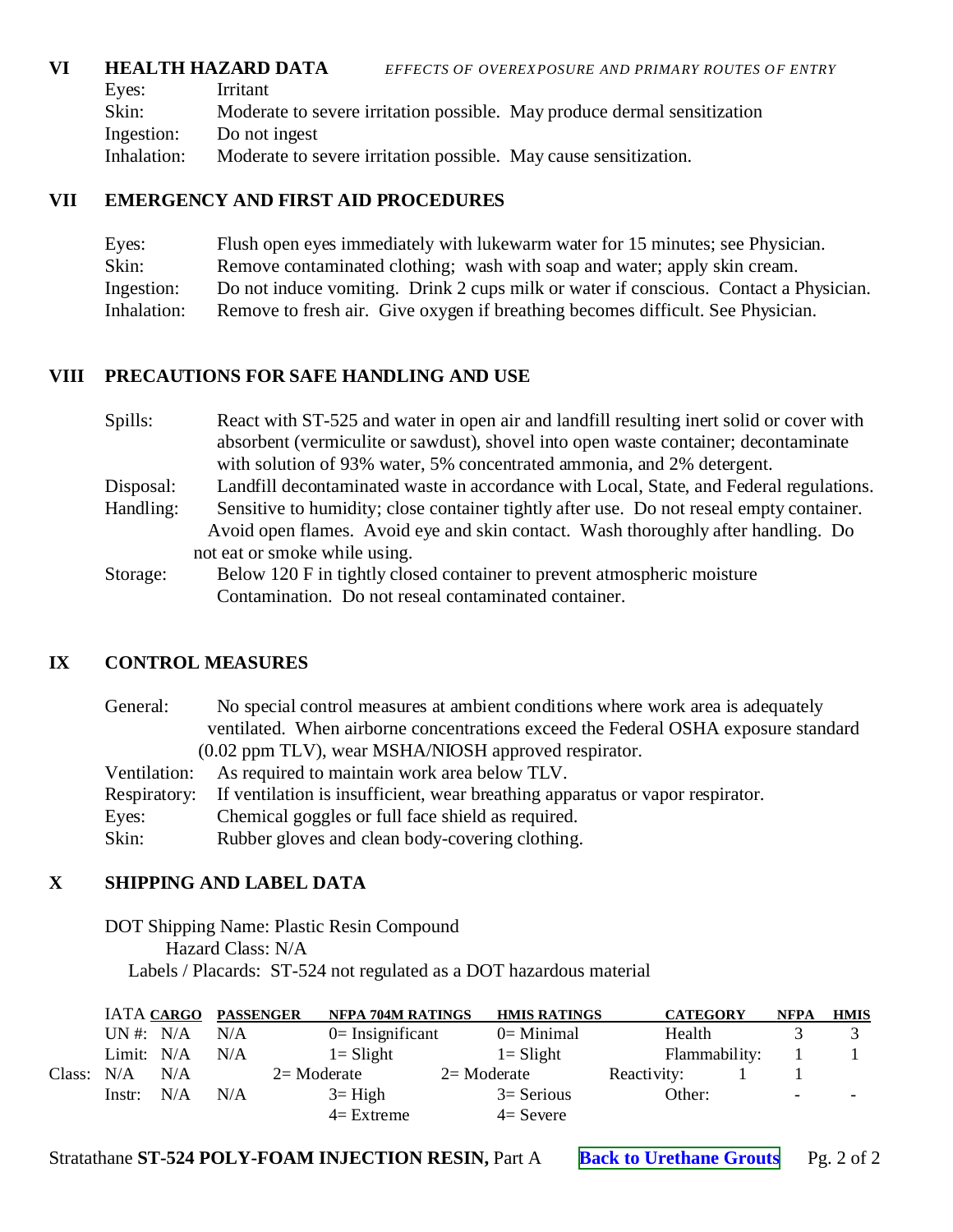## VI HEALTH HAZARD DATA *EFFECTS OF OVEREXPOSURE AND PRIMARY ROUTES OF ENTRY*

| | |
|---|---|
| Eyes: | Irritant |
| Skin: | Moderate to severe irritation possible. May produce dermal sensitization |
| Ingestion: | Do not ingest |
| Inhalation: | Moderate to severe irritation possible. May cause sensitization. |

## VII EMERGENCY AND FIRST AID PROCEDURES

| | |
|---|---|
| Eyes: | Flush open eyes immediately with lukewarm water for 15 minutes; see Physician. |
| Skin: | Remove contaminated clothing; wash with soap and water; apply skin cream. |
| Ingestion: | Do not induce vomiting. Drink 2 cups milk or water if conscious. Contact a Physician. |
| Inhalation: | Remove to fresh air. Give oxygen if breathing becomes difficult. See Physician. |

## VIII PRECAUTIONS FOR SAFE HANDLING AND USE

| | |
|---|---|
| Spills: | React with ST-525 and water in open air and landfill resulting inert solid or cover with absorbent (vermiculite or sawdust), shovel into open waste container; decontaminate with solution of 93% water, 5% concentrated ammonia, and 2% detergent. |
| Disposal: | Landfill decontaminated waste in accordance with Local, State, and Federal regulations. |
| Handling: | Sensitive to humidity; close container tightly after use. Do not reseal empty container. Avoid open flames. Avoid eye and skin contact. Wash thoroughly after handling. Do not eat or smoke while using. |
| Storage: | Below 120 F in tightly closed container to prevent atmospheric moisture Contamination. Do not reseal contaminated container. |

## IX CONTROL MEASURES

| | |
|---|---|
| General: | No special control measures at ambient conditions where work area is adequately ventilated. When airborne concentrations exceed the Federal OSHA exposure standard (0.02 ppm TLV), wear MSHA/NIOSH approved respirator. |
| Ventilation: | As required to maintain work area below TLV. |
| Respiratory: | If ventilation is insufficient, wear breathing apparatus or vapor respirator. |
| Eyes: | Chemical goggles or full face shield as required. |
| Skin: | Rubber gloves and clean body-covering clothing. |

## X SHIPPING AND LABEL DATA

DOT Shipping Name: Plastic Resin Compound

Hazard Class: N/A

Labels / Placards: ST-524 not regulated as a DOT hazardous material

| IATA | CARGO | PASSENGER | NFPA 704M RATINGS | HMIS RATINGS | CATEGORY | NFPA | HMIS |
|---|---|---|---|---|---|---|---|
| UN #: | N/A | N/A | 0= Insignificant | 0= Minimal | Health | 3 | 3 |
| Limit: | N/A | N/A | 1= Slight | 1= Slight | Flammability: | 1 | 1 |
| Class: | N/A | N/A | 2= Moderate | 2= Moderate | Reactivity: | 1 | 1 |
| Instr: | N/A | N/A | 3= High | 3= Serious | Other: | - | - |
| | | | 4= Extreme | 4= Severe | | | |

Stratathane **ST-524 POLY-FOAM INJECTION RESIN,** Part A **Back to Urethane Grouts**